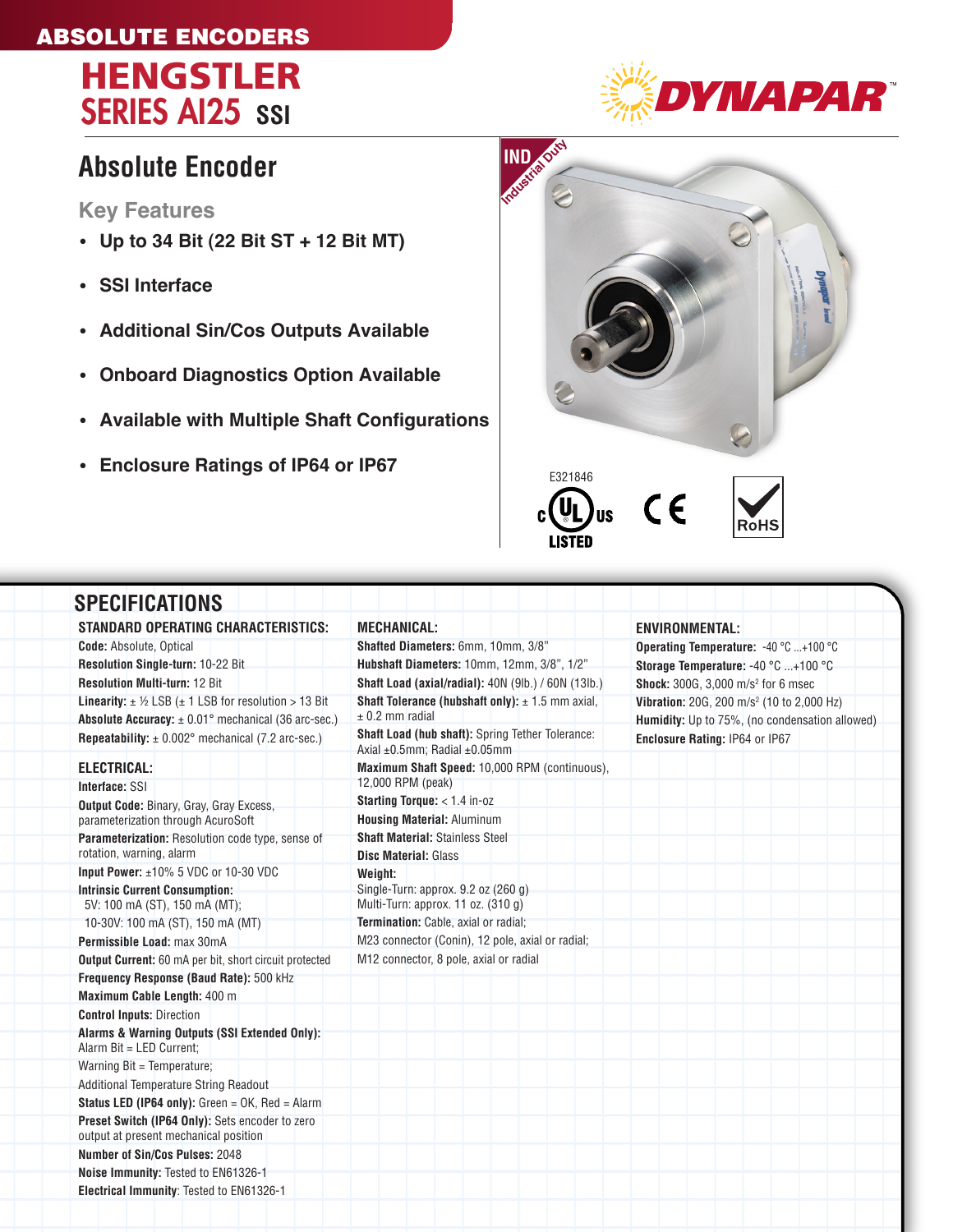# ABSOLUTE ENCODERS

# HENGSTLER SERIES AI25 SSI

DYNAPAR™

## Absolute Encoder

### Key Features

- **Up to 34 Bit (22 Bit ST + 12 Bit MT)**
- **SSI Interface**
- **Additional Sin/Cos Outputs Available**
- **Onboard Diagnostics Option Available**
- **Available with Multiple Shaft Configurations**
- **Enclosure Ratings of IP64 or IP67**

IND Industrial Duty

E321846 c UL us LISTED CE RoHS

## SPECIFICATIONS

### STANDARD OPERATING CHARACTERISTICS:

**Code:** Absolute, Optical
**Resolution Single-turn:** 10-22 Bit
**Resolution Multi-turn:** 12 Bit
**Linearity:** ± ½ LSB (± 1 LSB for resolution > 13 Bit
**Absolute Accuracy:** ± 0.01° mechanical (36 arc-sec.)
**Repeatability:** ± 0.002° mechanical (7.2 arc-sec.)

### ELECTRICAL:

**Interface:** SSI
**Output Code:** Binary, Gray, Gray Excess, parameterization through AcuroSoft
**Parameterization:** Resolution code type, sense of rotation, warning, alarm
**Input Power:** ±10% 5 VDC or 10-30 VDC
**Intrinsic Current Consumption:**
5V: 100 mA (ST), 150 mA (MT);
10-30V: 100 mA (ST), 150 mA (MT)
**Permissible Load:** max 30mA
**Output Current:** 60 mA per bit, short circuit protected
**Frequency Response (Baud Rate):** 500 kHz
**Maximum Cable Length:** 400 m
**Control Inputs:** Direction
**Alarms & Warning Outputs (SSI Extended Only):** Alarm Bit = LED Current;
Warning Bit = Temperature;
Additional Temperature String Readout
**Status LED (IP64 only):** Green = OK, Red = Alarm
**Preset Switch (IP64 Only):** Sets encoder to zero output at present mechanical position
**Number of Sin/Cos Pulses:** 2048
**Noise Immunity:** Tested to EN61326-1
**Electrical Immunity**: Tested to EN61326-1

### MECHANICAL:

**Shafted Diameters:** 6mm, 10mm, 3/8”
**Hubshaft Diameters:** 10mm, 12mm, 3/8”, 1/2”
**Shaft Load (axial/radial):** 40N (9lb.) / 60N (13lb.)
**Shaft Tolerance (hubshaft only):** ± 1.5 mm axial, ± 0.2 mm radial
**Shaft Load (hub shaft):** Spring Tether Tolerance: Axial ±0.5mm; Radial ±0.05mm
**Maximum Shaft Speed:** 10,000 RPM (continuous), 12,000 RPM (peak)
**Starting Torque:** < 1.4 in-oz
**Housing Material:** Aluminum
**Shaft Material:** Stainless Steel
**Disc Material:** Glass
**Weight:**
Single-Turn: approx. 9.2 oz (260 g)
Multi-Turn: approx. 11 oz. (310 g)
**Termination:** Cable, axial or radial;
M23 connector (Conin), 12 pole, axial or radial;
M12 connector, 8 pole, axial or radial

### ENVIRONMENTAL:

**Operating Temperature:** -40 °C ...+100 °C
**Storage Temperature:** -40 °C ...+100 °C
**Shock:** 300G, 3,000 m/s² for 6 msec
**Vibration:** 20G, 200 m/s² (10 to 2,000 Hz)
**Humidity:** Up to 75%, (no condensation allowed)
**Enclosure Rating:** IP64 or IP67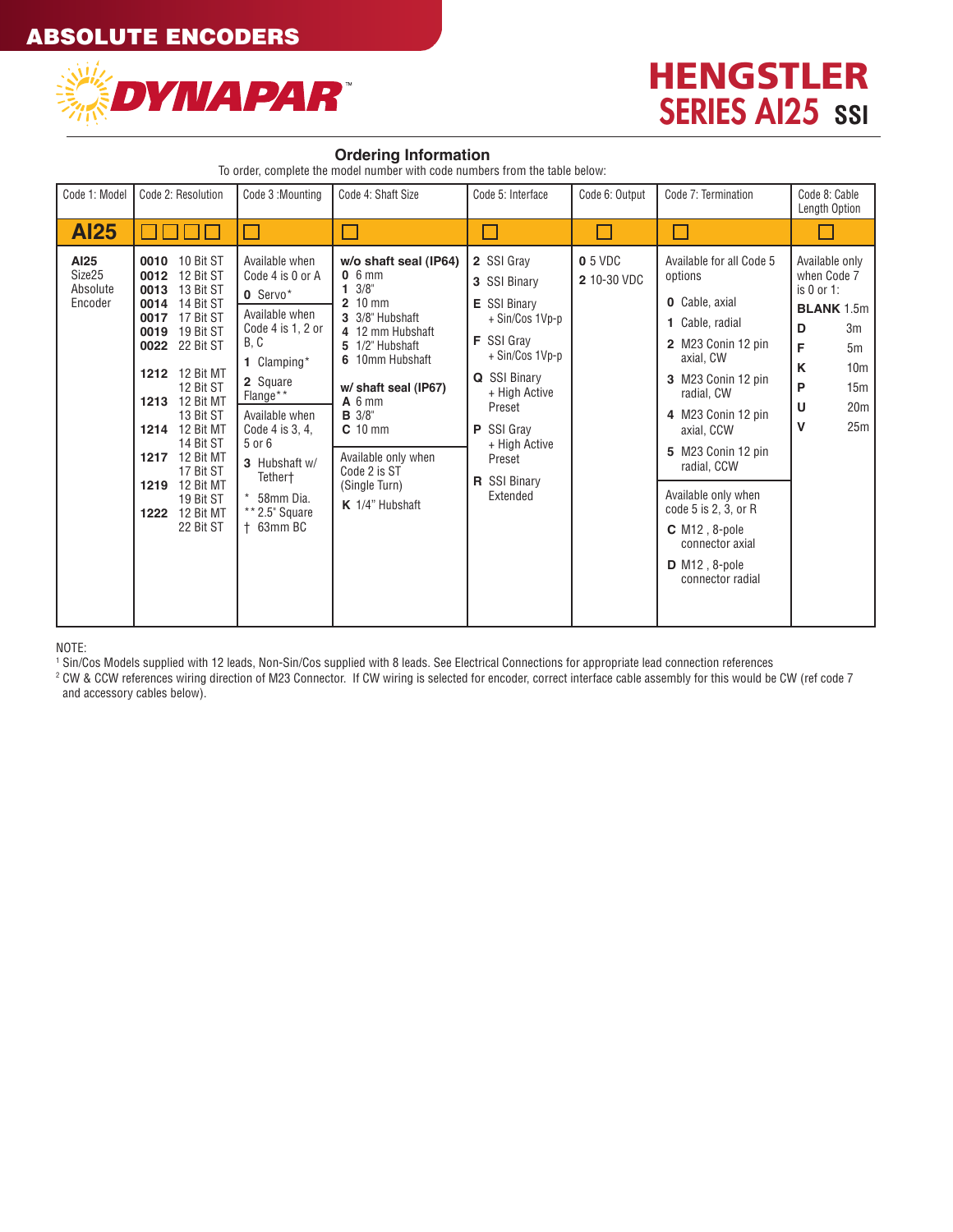# ABSOLUTE ENCODERS

DYNAPAR™

## HENGSTLER SERIES AI25 SSI

### Ordering Information

To order, complete the model number with code numbers from the table below:

| Code 1: Model | Code 2: Resolution | Code 3 :Mounting | Code 4: Shaft Size | Code 5: Interface | Code 6: Output | Code 7: Termination | Code 8: Cable Length Option |
|---|---|---|---|---|---|---|---|
| **AI25** | ☐☐☐☐ | ☐ | ☐ | ☐ | ☐ | ☐ | ☐ |
| **AI25** Size25 Absolute Encoder | **0010** 10 Bit ST<br>**0012** 12 Bit ST<br>**0013** 13 Bit ST<br>**0014** 14 Bit ST<br>**0017** 17 Bit ST<br>**0019** 19 Bit ST<br>**0022** 22 Bit ST<br><br>**1212** 12 Bit MT 12 Bit ST<br>**1213** 12 Bit MT 13 Bit ST<br>**1214** 12 Bit MT 14 Bit ST<br>**1217** 12 Bit MT 17 Bit ST<br>**1219** 12 Bit MT 19 Bit ST<br>**1222** 12 Bit MT 22 Bit ST | Available when Code 4 is 0 or A<br>**0** Servo*<br><br>Available when Code 4 is 1, 2 or B, C<br>**1** Clamping*<br>**2** Square Flange**<br><br>Available when Code 4 is 3, 4, 5 or 6<br>**3** Hubshaft w/ Tether†<br><br>* 58mm Dia.<br>** 2.5" Square<br>† 63mm BC | **w/o shaft seal (IP64)**<br>**0** 6 mm<br>**1** 3/8"<br>**2** 10 mm<br>**3** 3/8" Hubshaft<br>**4** 12 mm Hubshaft<br>**5** 1/2" Hubshaft<br>**6** 10mm Hubshaft<br><br>**w/ shaft seal (IP67)**<br>**A** 6 mm<br>**B** 3/8"<br>**C** 10 mm<br><br>Available only when Code 2 is ST (Single Turn)<br>**K** 1/4" Hubshaft | **2** SSI Gray<br>**3** SSI Binary<br>**E** SSI Binary + Sin/Cos 1Vp-p<br>**F** SSI Gray + Sin/Cos 1Vp-p<br>**Q** SSI Binary + High Active Preset<br>**P** SSI Gray + High Active Preset<br>**R** SSI Binary Extended | **0** 5 VDC<br>**2** 10-30 VDC | Available for all Code 5 options<br>**0** Cable, axial<br>**1** Cable, radial<br>**2** M23 Conin 12 pin axial, CW<br>**3** M23 Conin 12 pin radial, CW<br>**4** M23 Conin 12 pin axial, CCW<br>**5** M23 Conin 12 pin radial, CCW<br><br>Available only when code 5 is 2, 3, or R<br>**C** M12 , 8-pole connector axial<br>**D** M12 , 8-pole connector radial | Available only when Code 7 is 0 or 1:<br>**BLANK** 1.5m<br>**D** 3m<br>**F** 5m<br>**K** 10m<br>**P** 15m<br>**U** 20m<br>**V** 25m |

NOTE:

[1] Sin/Cos Models supplied with 12 leads, Non-Sin/Cos supplied with 8 leads. See Electrical Connections for appropriate lead connection references

[2] CW & CCW references wiring direction of M23 Connector. If CW wiring is selected for encoder, correct interface cable assembly for this would be CW (ref code 7 and accessory cables below).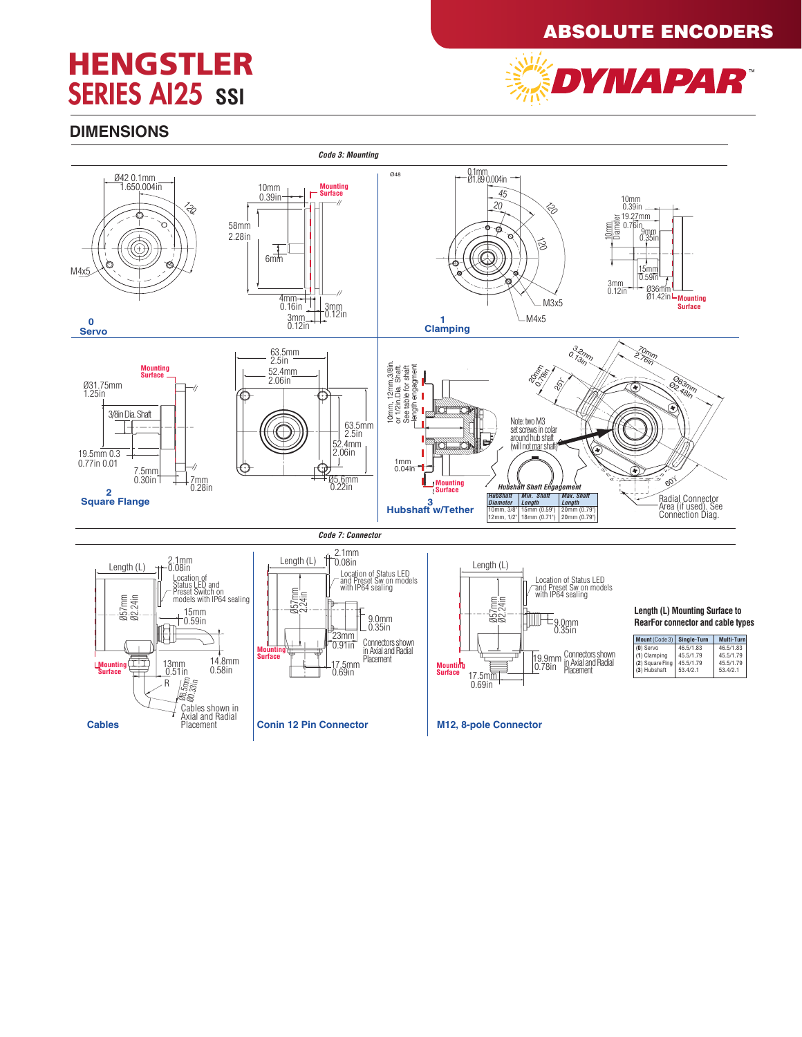# HENGSTLER SERIES AI25 SSI

**ABSOLUTE ENCODERS**

## DIMENSIONS

***Code 3: Mounting***

Ø42 0.1mm 1.650.004in

120

M4x5

10mm 0.39in

Mounting Surface

58mm 2.28in

6mm

4mm 0.16in

3mm 0.12in

3mm 0.12in

**0 Servo**

Ø48

0.1mm Ø1.89 0.004in

45

20

120

120

M3x5

M4x5

**1 Clamping**

10mm 0.39in

10mm Diameter

19.27mm 0.76in

9mm 0.35in

15mm 0.59in

3mm 0.12in

Ø36mm Ø1.42in

Mounting Surface

Mounting Surface

Ø31.75mm 1.25in

3/8in Dia. Shaft

19.5mm 0.3 0.77in 0.01

7.5mm 0.30in

7mm 0.28in

63.5mm 2.5in

52.4mm 2.06in

63.5mm 2.5in

52.4mm 2.06in

Ø5.6mm 0.22in

**2 Square Flange**

10mm, 12mm,3/8in. or 1/2in.Dia. Shaft. See table for shaft length engagement

1mm 0.04in

Mounting Surface

Note: two M3 set screws in colar around hub shaft (will not mar shaft)

3.2mm 0.13in

70mm 2.76in

20mm 0.79in

25°

Ø63mm Ø2.48in

60°

Radial Connector Area (if used). See Connection Diag.

***Hubshaft Shaft Engagement***

| HubShaft Diameter | Min. Shaft Length | Max. Shaft Length |
|---|---|---|
| 10mm, 3/8" | 15mm (0.59") | 20mm (0.79") |
| 12mm, 1/2" | 18mm (0.71") | 20mm (0.79") |

**3 Hubshaft w/Tether**

***Code 7: Connector***

Length (L)

2.1mm 0.08in

Location of Status LED and Preset Switch on models with IP64 sealing

Ø57mm Ø2.24in

15mm 0.59in

Mounting Surface

13mm 0.51in

14.8mm 0.58in

R

Ø8.5mm Ø0.33in

Cables shown in Axial and Radial Placement

**Cables**

Length (L)

2.1mm 0.08in

Location of Status LED and Preset Sw on models with IP64 sealing

Ø57mm 2.24in

9.0mm 0.35in

23mm 0.91in

Connectors shown in Axial and Radial Placement

Mounting Surface

17.5mm 0.69in

**Conin 12 Pin Connector**

Length (L)

Location of Status LED and Preset Sw on models with IP64 sealing

Ø57mm Ø2.24in

9.0mm 0.35in

19.9mm 0.78in

Connectors shown in Axial and Radial Placement

Mounting Surface

17.5mm 0.69in

**M12, 8-pole Connector**

**Length (L) Mounting Surface to RearFor connector and cable types**

| Mount (Code 3) | Single-Turn | Multi-Turn |
|---|---|---|
| (0) Servo | 46.5/1.83 | 46.5/1.83 |
| (1) Clamping | 45.5/1.79 | 45.5/1.79 |
| (2) Square Flng | 45.5/1.79 | 45.5/1.79 |
| (3) Hubshaft | 53.4/2.1 | 53.4/2.1 |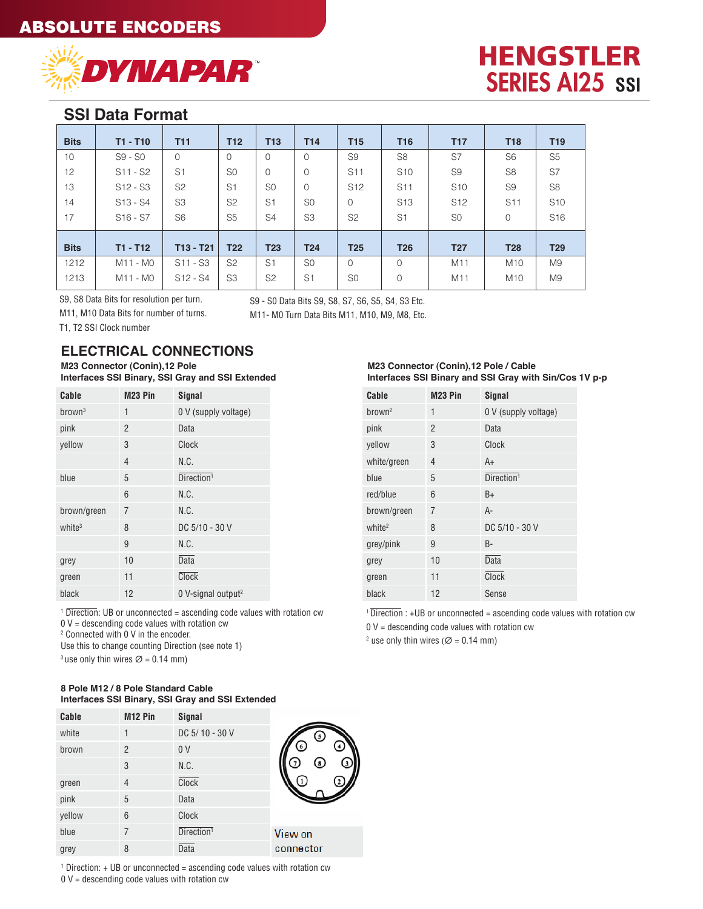ABSOLUTE ENCODERS

DYNAPAR

# HENGSTLER SERIES AI25 SSI

## SSI Data Format

| Bits | T1 - T10 | T11 | T12 | T13 | T14 | T15 | T16 | T17 | T18 | T19 |
|---|---|---|---|---|---|---|---|---|---|---|
| 10 | S9 - S0 | 0 | 0 | 0 | 0 | S9 | S8 | S7 | S6 | S5 |
| 12 | S11 - S2 | S1 | S0 | 0 | 0 | S11 | S10 | S9 | S8 | S7 |
| 13 | S12 - S3 | S2 | S1 | S0 | 0 | S12 | S11 | S10 | S9 | S8 |
| 14 | S13 - S4 | S3 | S2 | S1 | S0 | 0 | S13 | S12 | S11 | S10 |
| 17 | S16 - S7 | S6 | S5 | S4 | S3 | S2 | S1 | S0 | 0 | S16 |
| **Bits** | **T1 - T12** | **T13 - T21** | **T22** | **T23** | **T24** | **T25** | **T26** | **T27** | **T28** | **T29** |
| 1212 | M11 - M0 | S11 - S3 | S2 | S1 | S0 | 0 | 0 | M11 | M10 | M9 |
| 1213 | M11 - M0 | S12 - S4 | S3 | S2 | S1 | S0 | 0 | M11 | M10 | M9 |

S9, S8 Data Bits for resolution per turn.
M11, M10 Data Bits for number of turns.
T1, T2 SSI Clock number

S9 - S0 Data Bits S9, S8, S7, S6, S5, S4, S3 Etc.
M11- M0 Turn Data Bits M11, M10, M9, M8, Etc.

## ELECTRICAL CONNECTIONS

### M23 Connector (Conin),12 Pole
### Interfaces SSI Binary, SSI Gray and SSI Extended

| Cable | M23 Pin | Signal |
|---|---|---|
| brown[3] | 1 | 0 V (supply voltage) |
| pink | 2 | Data |
| yellow | 3 | Clock |
| | 4 | N.C. |
| blue | 5 | $\overline{\text{Direction}}$[1] |
| | 6 | N.C. |
| brown/green | 7 | N.C. |
| white[3] | 8 | DC 5/10 - 30 V |
| | 9 | N.C. |
| grey | 10 | $\overline{\text{Data}}$ |
| green | 11 | $\overline{\text{Clock}}$ |
| black | 12 | 0 V-signal output[2] |

[1] $\overline{\text{Direction}}$: UB or unconnected = ascending code values with rotation cw
0 V = descending code values with rotation cw
[2] Connected with 0 V in the encoder.
Use this to change counting Direction (see note 1)
[3] use only thin wires Ø = 0.14 mm)

### M23 Connector (Conin),12 Pole / Cable
### Interfaces SSI Binary and SSI Gray with Sin/Cos 1V p-p

| Cable | M23 Pin | Signal |
|---|---|---|
| brown[2] | 1 | 0 V (supply voltage) |
| pink | 2 | Data |
| yellow | 3 | Clock |
| white/green | 4 | A+ |
| blue | 5 | $\overline{\text{Direction}}$[1] |
| red/blue | 6 | B+ |
| brown/green | 7 | A- |
| white[2] | 8 | DC 5/10 - 30 V |
| grey/pink | 9 | B- |
| grey | 10 | $\overline{\text{Data}}$ |
| green | 11 | $\overline{\text{Clock}}$ |
| black | 12 | Sense |

[1] $\overline{\text{Direction}}$ : +UB or unconnected = ascending code values with rotation cw
0 V = descending code values with rotation cw
[2] use only thin wires (Ø = 0.14 mm)

### 8 Pole M12 / 8 Pole Standard Cable
### Interfaces SSI Binary, SSI Gray and SSI Extended

| Cable | M12 Pin | Signal |
|---|---|---|
| white | 1 | DC 5/ 10 - 30 V |
| brown | 2 | 0 V |
| | 3 | N.C. |
| green | 4 | $\overline{\text{Clock}}$ |
| pink | 5 | Data |
| yellow | 6 | Clock |
| blue | 7 | $\overline{\text{Direction}}$[1] |
| grey | 8 | $\overline{\text{Data}}$ |

View on connector

[1] Direction: + UB or unconnected = ascending code values with rotation cw
0 V = descending code values with rotation cw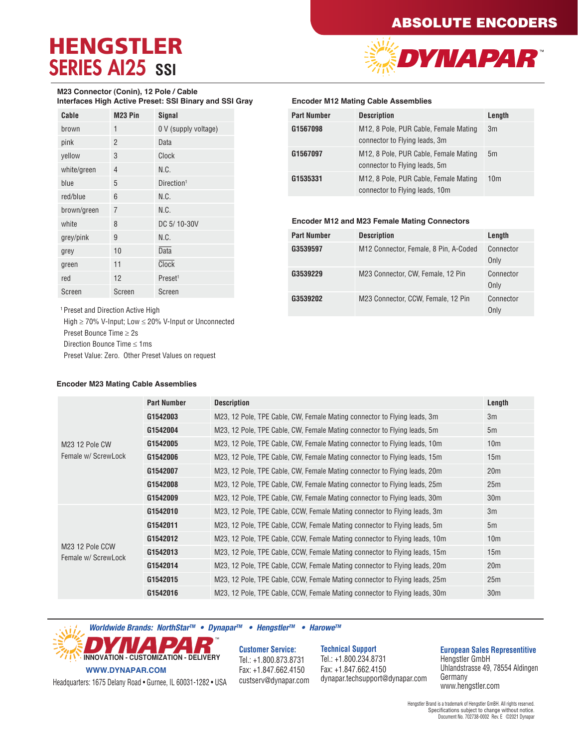# HENGSTLER SERIES AI25 SSI

ABSOLUTE ENCODERS

DYNAPAR™

**M23 Connector (Conin), 12 Pole / Cable**
**Interfaces High Active Preset: SSI Binary and SSI Gray**

| Cable | M23 Pin | Signal |
|---|---|---|
| brown | 1 | 0 V (supply voltage) |
| pink | 2 | Data |
| yellow | 3 | Clock |
| white/green | 4 | N.C. |
| blue | 5 | Direction[1] |
| red/blue | 6 | N.C. |
| brown/green | 7 | N.C. |
| white | 8 | DC 5/ 10-30V |
| grey/pink | 9 | N.C. |
| grey | 10 | $\overline{\text{Data}}$ |
| green | 11 | $\overline{\text{Clock}}$ |
| red | 12 | Preset[1] |
| Screen | Screen | Screen |

[1] Preset and Direction Active High
High ≥ 70% V-Input; Low ≤ 20% V-Input or Unconnected
Preset Bounce Time ≥ 2s
Direction Bounce Time ≤ 1ms
Preset Value: Zero. Other Preset Values on request

**Encoder M12 Mating Cable Assemblies**

| Part Number | Description | Length |
|---|---|---|
| G1567098 | M12, 8 Pole, PUR Cable, Female Mating connector to Flying leads, 3m | 3m |
| G1567097 | M12, 8 Pole, PUR Cable, Female Mating connector to Flying leads, 5m | 5m |
| G1535331 | M12, 8 Pole, PUR Cable, Female Mating connector to Flying leads, 10m | 10m |

**Encoder M12 and M23 Female Mating Connectors**

| Part Number | Description | Length |
|---|---|---|
| G3539597 | M12 Connector, Female, 8 Pin, A-Coded | Connector Only |
| G3539229 | M23 Connector, CW, Female, 12 Pin | Connector Only |
| G3539202 | M23 Connector, CCW, Female, 12 Pin | Connector Only |

**Encoder M23 Mating Cable Assemblies**

| | Part Number | Description | Length |
|---|---|---|---|
| M23 12 Pole CW Female w/ ScrewLock | G1542003 | M23, 12 Pole, TPE Cable, CW, Female Mating connector to Flying leads, 3m | 3m |
| | G1542004 | M23, 12 Pole, TPE Cable, CW, Female Mating connector to Flying leads, 5m | 5m |
| | G1542005 | M23, 12 Pole, TPE Cable, CW, Female Mating connector to Flying leads, 10m | 10m |
| | G1542006 | M23, 12 Pole, TPE Cable, CW, Female Mating connector to Flying leads, 15m | 15m |
| | G1542007 | M23, 12 Pole, TPE Cable, CW, Female Mating connector to Flying leads, 20m | 20m |
| | G1542008 | M23, 12 Pole, TPE Cable, CW, Female Mating connector to Flying leads, 25m | 25m |
| | G1542009 | M23, 12 Pole, TPE Cable, CW, Female Mating connector to Flying leads, 30m | 30m |
| M23 12 Pole CCW Female w/ ScrewLock | G1542010 | M23, 12 Pole, TPE Cable, CCW, Female Mating connector to Flying leads, 3m | 3m |
| | G1542011 | M23, 12 Pole, TPE Cable, CCW, Female Mating connector to Flying leads, 5m | 5m |
| | G1542012 | M23, 12 Pole, TPE Cable, CCW, Female Mating connector to Flying leads, 10m | 10m |
| | G1542013 | M23, 12 Pole, TPE Cable, CCW, Female Mating connector to Flying leads, 15m | 15m |
| | G1542014 | M23, 12 Pole, TPE Cable, CCW, Female Mating connector to Flying leads, 20m | 20m |
| | G1542015 | M23, 12 Pole, TPE Cable, CCW, Female Mating connector to Flying leads, 25m | 25m |
| | G1542016 | M23, 12 Pole, TPE Cable, CCW, Female Mating connector to Flying leads, 30m | 30m |

*Worldwide Brands: NorthStar™ • Dynapar™ • Hengstler™ • Harowe™*

DYNAPAR™ INNOVATION - CUSTOMIZATION - DELIVERY
WWW.DYNAPAR.COM
Headquarters: 1675 Delany Road • Gurnee, IL 60031-1282 • USA

**Customer Service:**
Tel.: +1.800.873.8731
Fax: +1.847.662.4150
custserv@dynapar.com

**Technical Support**
Tel.: +1.800.234.8731
Fax: +1.847.662.4150
dynapar.techsupport@dynapar.com

**European Sales Representitive**
Hengstler GmbH
Uhlandstrasse 49, 78554 Aldingen
Germany
www.hengstler.com

Hengstler Brand is a trademark of Hengstler GmbH. All rights reserved.
Specifications subject to change without notice.
Document No. 702738-0002 Rev. E ©2021 Dynapar